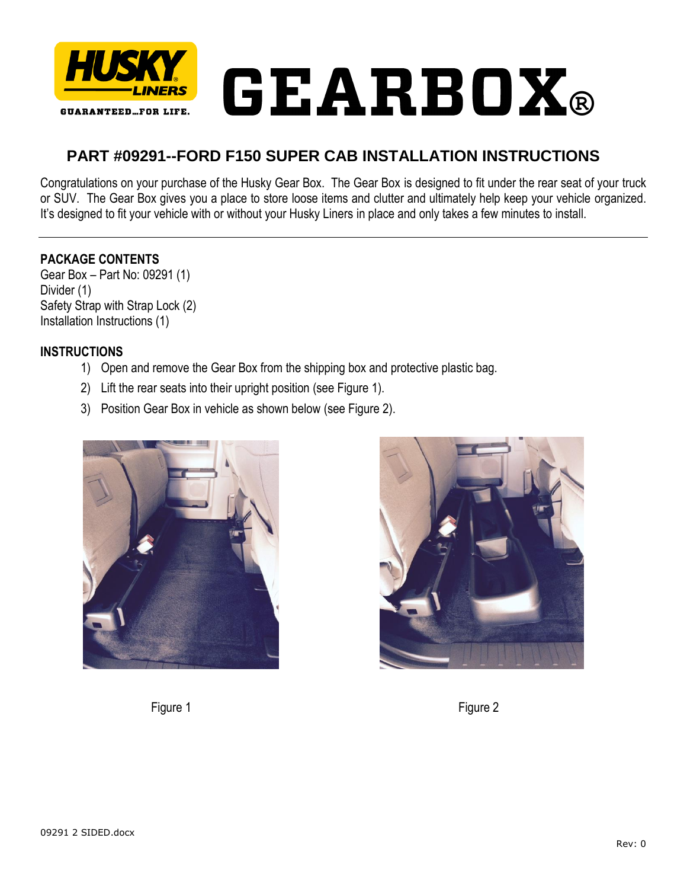# GEARBOX®

## PART #09291--FORD F150 SUPER CAB INSTALLATION INSTRUCTIONS

Congratulations on your purchase of the Husky Gear Box. The Gear Box is designed to fit under the rear seat of your truck or SUV. The Gear Box gives you a place to store loose items and clutter and ultimately help keep your vehicle organized. It's designed to fit your vehicle with or without your Husky Liners in place and only takes a few minutes to install.

---

### PACKAGE CONTENTS

Gear Box – Part No: 09291 (1)
Divider (1)
Safety Strap with Strap Lock (2)
Installation Instructions (1)

### INSTRUCTIONS

1) Open and remove the Gear Box from the shipping box and protective plastic bag.
2) Lift the rear seats into their upright position (see Figure 1).
3) Position Gear Box in vehicle as shown below (see Figure 2).

Figure 1

Figure 2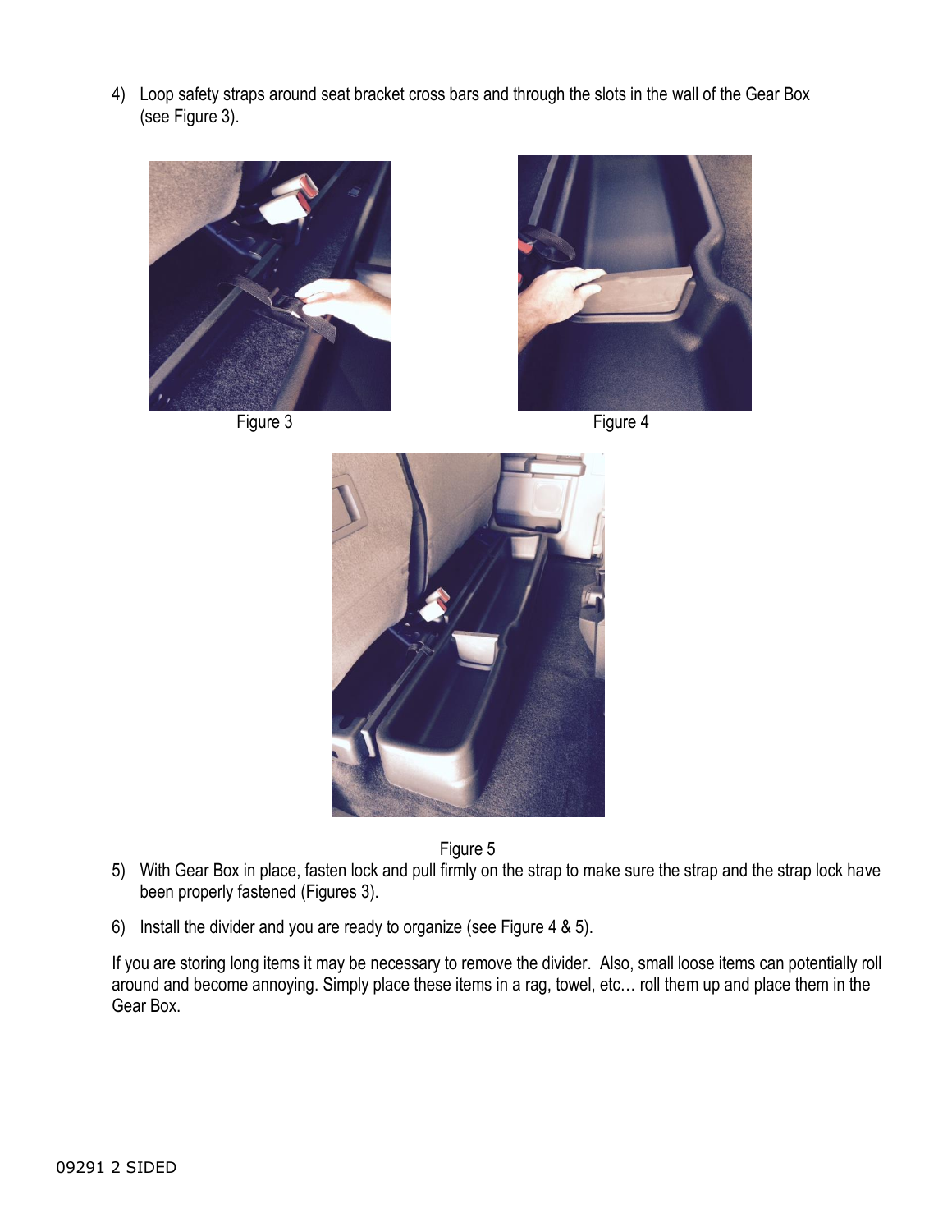4) Loop safety straps around seat bracket cross bars and through the slots in the wall of the Gear Box (see Figure 3).

Figure 3

Figure 4

Figure 5

5) With Gear Box in place, fasten lock and pull firmly on the strap to make sure the strap and the strap lock have been properly fastened (Figures 3).

6) Install the divider and you are ready to organize (see Figure 4 & 5).

If you are storing long items it may be necessary to remove the divider. Also, small loose items can potentially roll around and become annoying. Simply place these items in a rag, towel, etc… roll them up and place them in the Gear Box.

09291 2 SIDED